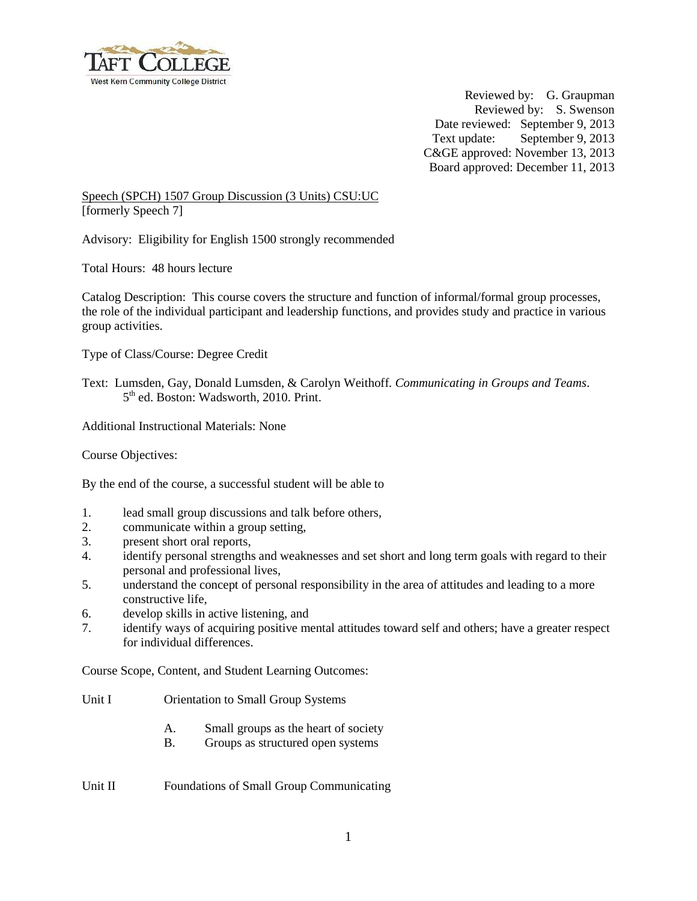Reviewed by: G. Graupman
Reviewed by: S. Swenson
Date reviewed: September 9, 2013
Text update: September 9, 2013
C&GE approved: November 13, 2013
Board approved: December 11, 2013

Speech (SPCH) 1507 Group Discussion (3 Units) CSU:UC
[formerly Speech 7]

Advisory: Eligibility for English 1500 strongly recommended

Total Hours: 48 hours lecture

Catalog Description: This course covers the structure and function of informal/formal group processes, the role of the individual participant and leadership functions, and provides study and practice in various group activities.

Type of Class/Course: Degree Credit

Text: Lumsden, Gay, Donald Lumsden, & Carolyn Weithoff. *Communicating in Groups and Teams*. 5th ed. Boston: Wadsworth, 2010. Print.

Additional Instructional Materials: None

Course Objectives:

By the end of the course, a successful student will be able to

1. lead small group discussions and talk before others,
2. communicate within a group setting,
3. present short oral reports,
4. identify personal strengths and weaknesses and set short and long term goals with regard to their personal and professional lives,
5. understand the concept of personal responsibility in the area of attitudes and leading to a more constructive life,
6. develop skills in active listening, and
7. identify ways of acquiring positive mental attitudes toward self and others; have a greater respect for individual differences.

Course Scope, Content, and Student Learning Outcomes:

Unit I Orientation to Small Group Systems

A. Small groups as the heart of society
B. Groups as structured open systems

Unit II Foundations of Small Group Communicating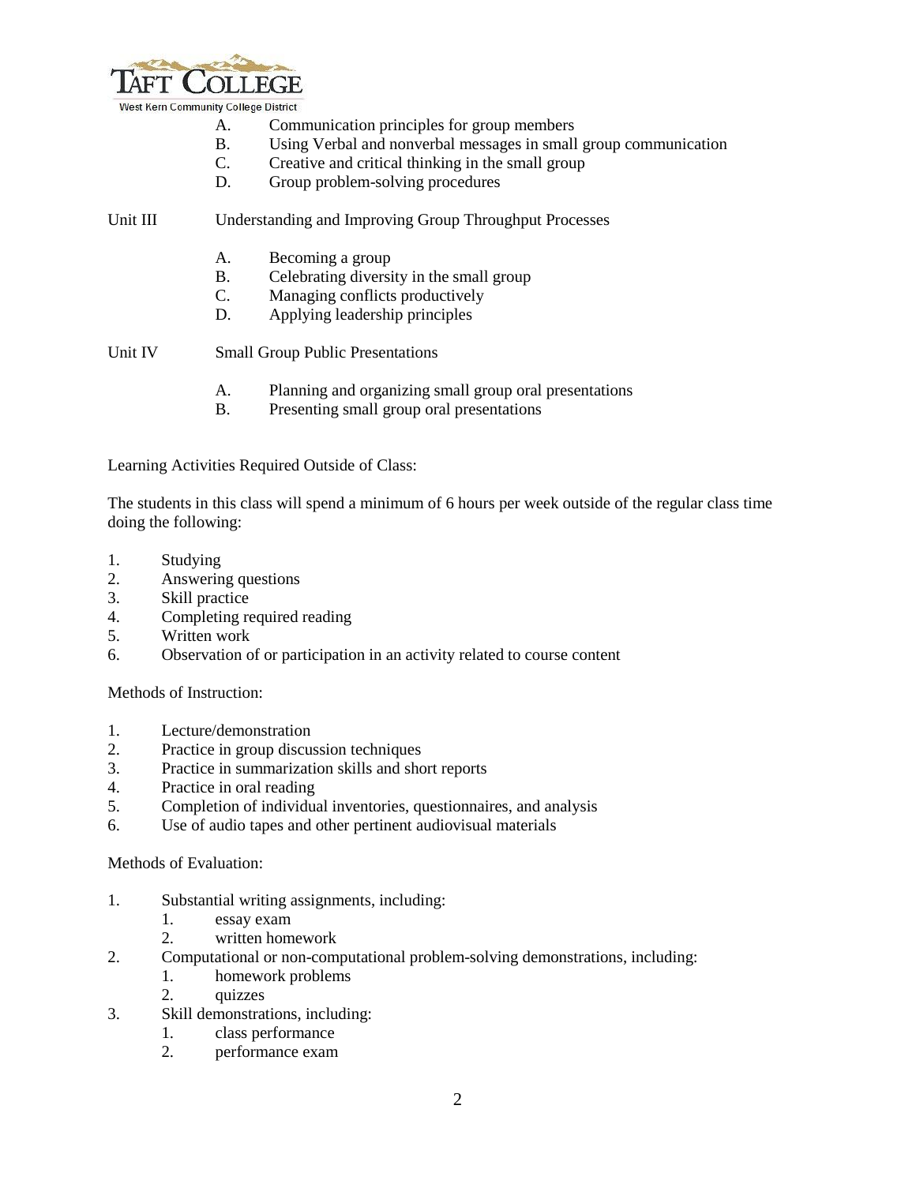A. Communication principles for group members
B. Using Verbal and nonverbal messages in small group communication
C. Creative and critical thinking in the small group
D. Group problem-solving procedures

Unit III Understanding and Improving Group Throughput Processes

A. Becoming a group
B. Celebrating diversity in the small group
C. Managing conflicts productively
D. Applying leadership principles

Unit IV Small Group Public Presentations

A. Planning and organizing small group oral presentations
B. Presenting small group oral presentations

Learning Activities Required Outside of Class:

The students in this class will spend a minimum of 6 hours per week outside of the regular class time doing the following:

1. Studying
2. Answering questions
3. Skill practice
4. Completing required reading
5. Written work
6. Observation of or participation in an activity related to course content

Methods of Instruction:

1. Lecture/demonstration
2. Practice in group discussion techniques
3. Practice in summarization skills and short reports
4. Practice in oral reading
5. Completion of individual inventories, questionnaires, and analysis
6. Use of audio tapes and other pertinent audiovisual materials

Methods of Evaluation:

1. Substantial writing assignments, including:
    1. essay exam
    2. written homework
2. Computational or non-computational problem-solving demonstrations, including:
    1. homework problems
    2. quizzes
3. Skill demonstrations, including:
    1. class performance
    2. performance exam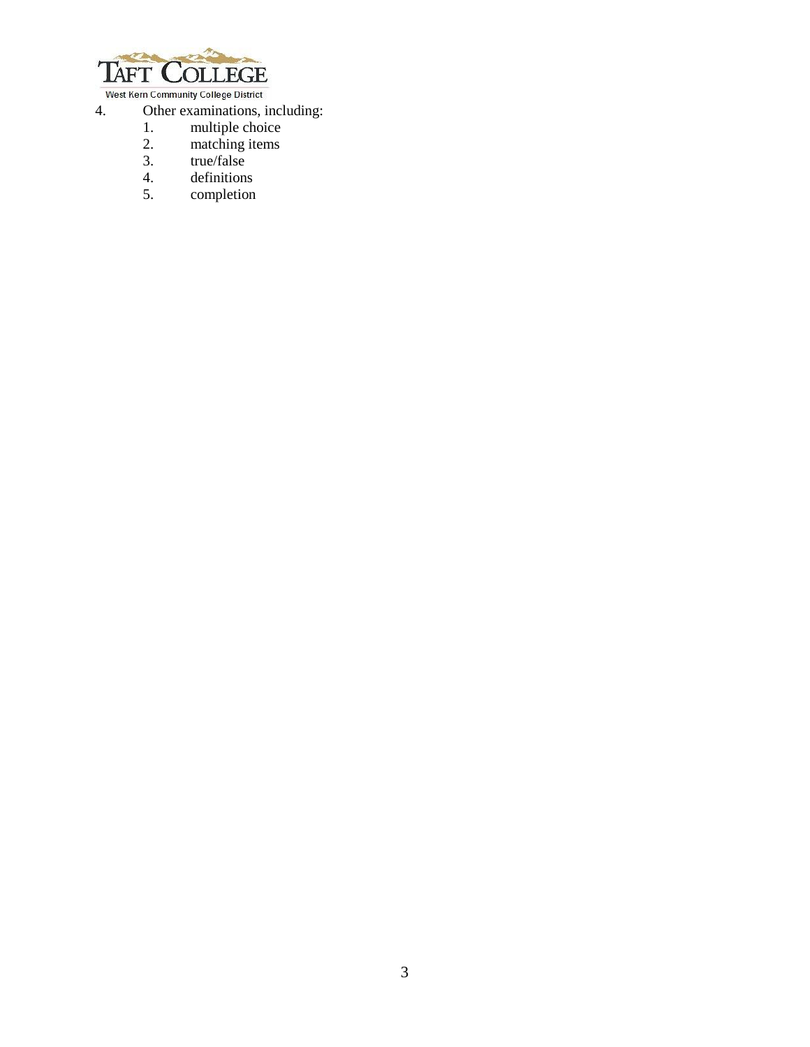4. Other examinations, including:
    1. multiple choice
    2. matching items
    3. true/false
    4. definitions
    5. completion